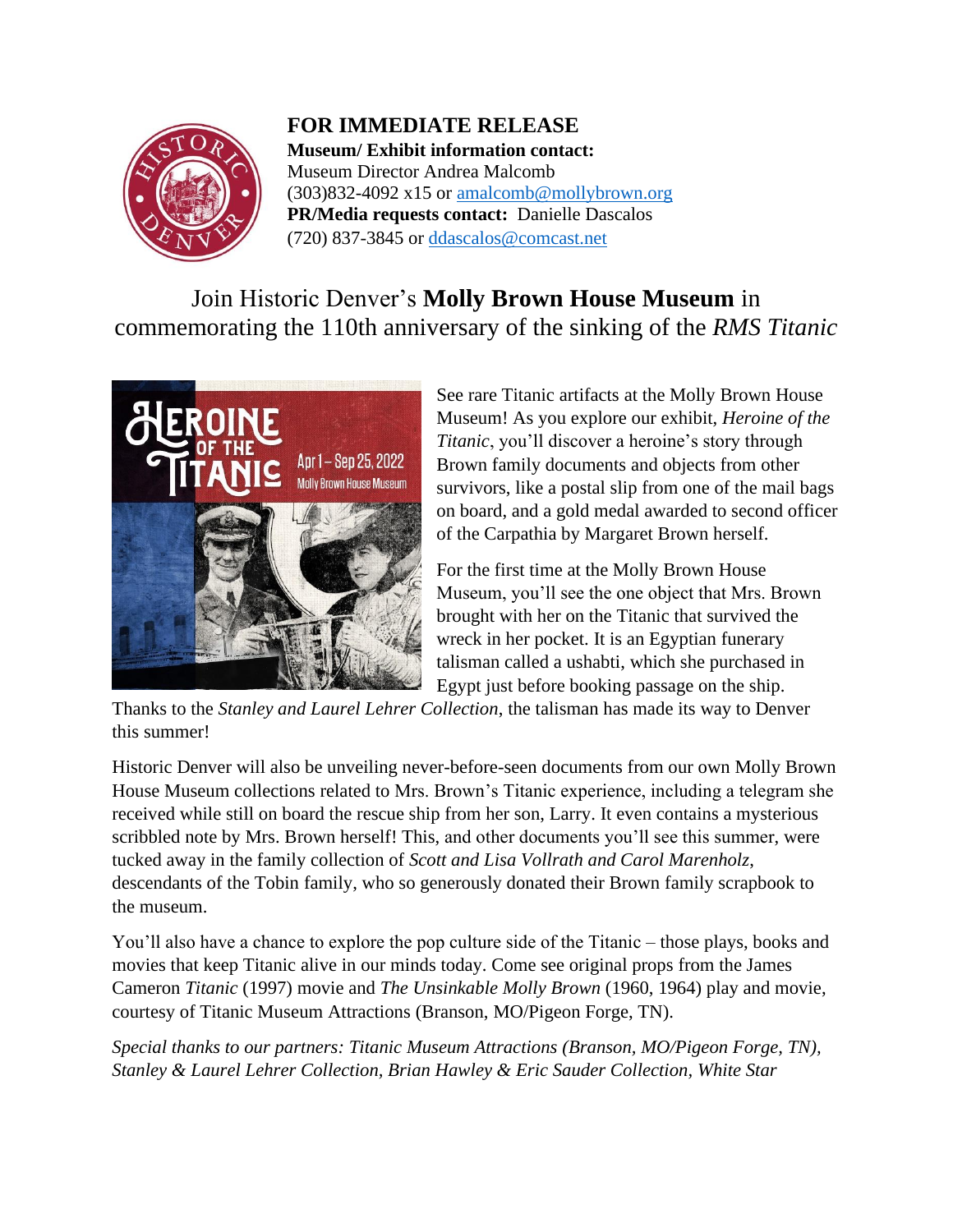**FOR IMMEDIATE RELEASE**

**Museum/ Exhibit information contact:**
Museum Director Andrea Malcomb
(303)832-4092 x15 or amalcomb@mollybrown.org
**PR/Media requests contact:** Danielle Dascalos
(720) 837-3845 or ddascalos@comcast.net

# Join Historic Denver's **Molly Brown House Museum** in commemorating the 110th anniversary of the sinking of the *RMS Titanic*

See rare Titanic artifacts at the Molly Brown House Museum! As you explore our exhibit, *Heroine of the Titanic*, you'll discover a heroine's story through Brown family documents and objects from other survivors, like a postal slip from one of the mail bags on board, and a gold medal awarded to second officer of the Carpathia by Margaret Brown herself.

For the first time at the Molly Brown House Museum, you'll see the one object that Mrs. Brown brought with her on the Titanic that survived the wreck in her pocket. It is an Egyptian funerary talisman called a ushabti, which she purchased in Egypt just before booking passage on the ship. Thanks to the *Stanley and Laurel Lehrer Collection*, the talisman has made its way to Denver this summer!

Historic Denver will also be unveiling never-before-seen documents from our own Molly Brown House Museum collections related to Mrs. Brown's Titanic experience, including a telegram she received while still on board the rescue ship from her son, Larry. It even contains a mysterious scribbled note by Mrs. Brown herself! This, and other documents you'll see this summer, were tucked away in the family collection of *Scott and Lisa Vollrath and Carol Marenholz*, descendants of the Tobin family, who so generously donated their Brown family scrapbook to the museum.

You'll also have a chance to explore the pop culture side of the Titanic – those plays, books and movies that keep Titanic alive in our minds today. Come see original props from the James Cameron *Titanic* (1997) movie and *The Unsinkable Molly Brown* (1960, 1964) play and movie, courtesy of Titanic Museum Attractions (Branson, MO/Pigeon Forge, TN).

*Special thanks to our partners: Titanic Museum Attractions (Branson, MO/Pigeon Forge, TN), Stanley & Laurel Lehrer Collection, Brian Hawley & Eric Sauder Collection, White Star*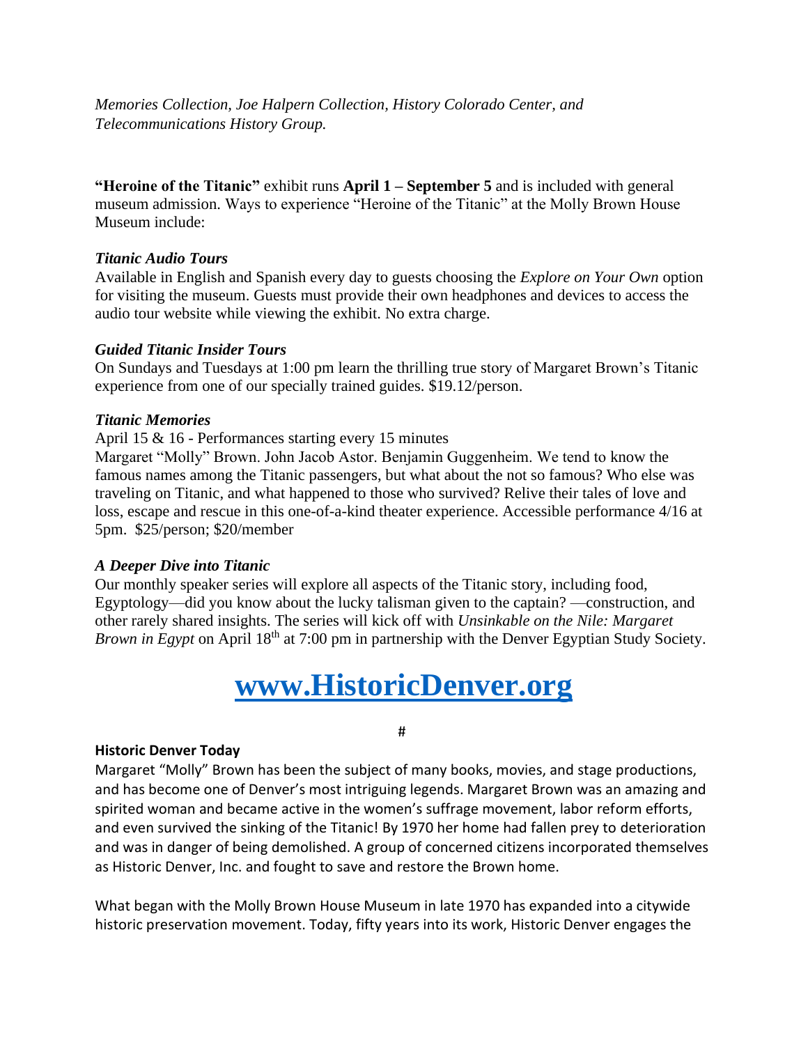*Memories Collection, Joe Halpern Collection, History Colorado Center, and Telecommunications History Group.*

**"Heroine of the Titanic"** exhibit runs **April 1 – September 5** and is included with general museum admission. Ways to experience "Heroine of the Titanic" at the Molly Brown House Museum include:

***Titanic Audio Tours***
Available in English and Spanish every day to guests choosing the *Explore on Your Own* option for visiting the museum. Guests must provide their own headphones and devices to access the audio tour website while viewing the exhibit. No extra charge.

***Guided Titanic Insider Tours***
On Sundays and Tuesdays at 1:00 pm learn the thrilling true story of Margaret Brown's Titanic experience from one of our specially trained guides. $19.12/person.

***Titanic Memories***
April 15 & 16 - Performances starting every 15 minutes
Margaret "Molly" Brown. John Jacob Astor. Benjamin Guggenheim. We tend to know the famous names among the Titanic passengers, but what about the not so famous? Who else was traveling on Titanic, and what happened to those who survived? Relive their tales of love and loss, escape and rescue in this one-of-a-kind theater experience. Accessible performance 4/16 at 5pm. $25/person; $20/member

***A Deeper Dive into Titanic***
Our monthly speaker series will explore all aspects of the Titanic story, including food, Egyptology—did you know about the lucky talisman given to the captain? —construction, and other rarely shared insights. The series will kick off with *Unsinkable on the Nile: Margaret Brown in Egypt* on April 18th at 7:00 pm in partnership with the Denver Egyptian Study Society.

# [www.HistoricDenver.org](http://www.HistoricDenver.org)

#

**Historic Denver Today**
Margaret "Molly" Brown has been the subject of many books, movies, and stage productions, and has become one of Denver's most intriguing legends. Margaret Brown was an amazing and spirited woman and became active in the women's suffrage movement, labor reform efforts, and even survived the sinking of the Titanic! By 1970 her home had fallen prey to deterioration and was in danger of being demolished. A group of concerned citizens incorporated themselves as Historic Denver, Inc. and fought to save and restore the Brown home.

What began with the Molly Brown House Museum in late 1970 has expanded into a citywide historic preservation movement. Today, fifty years into its work, Historic Denver engages the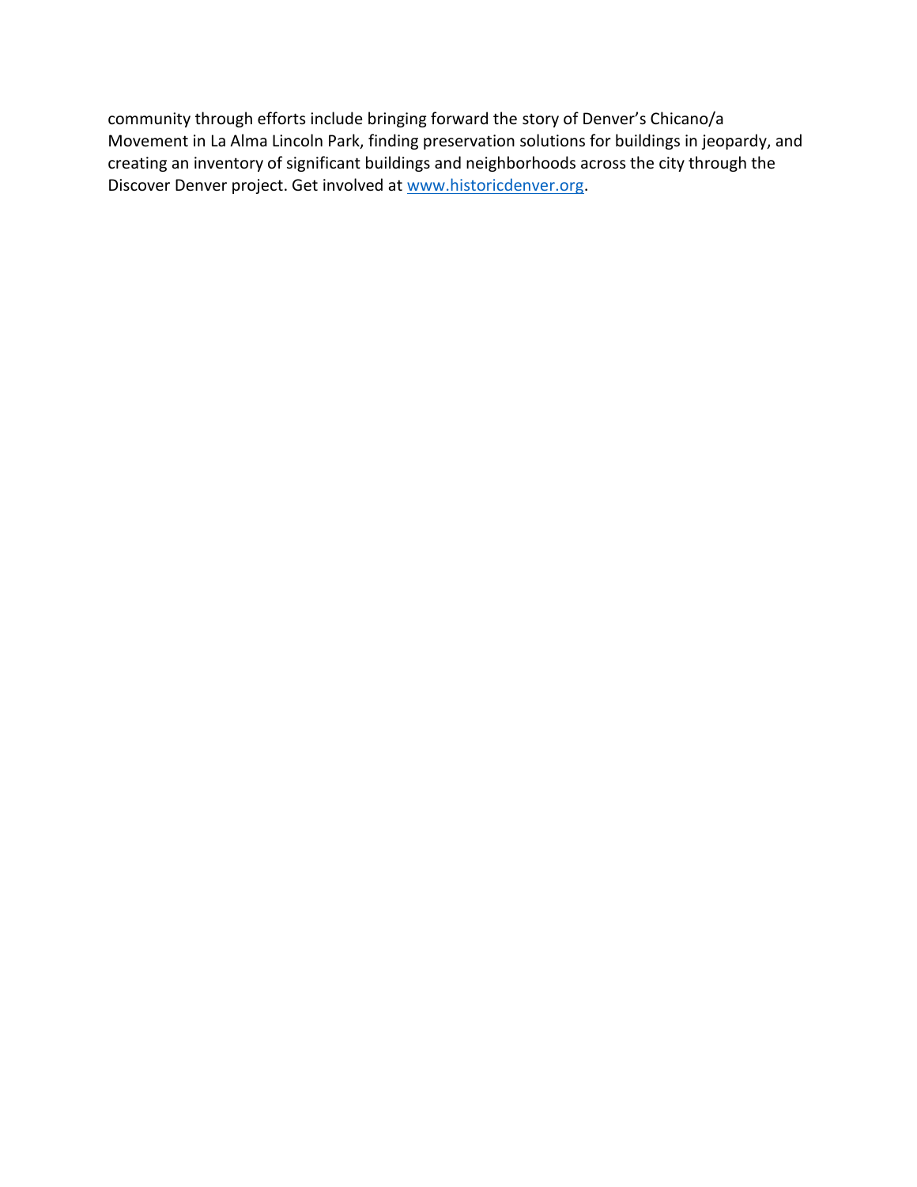community through efforts include bringing forward the story of Denver's Chicano/a Movement in La Alma Lincoln Park, finding preservation solutions for buildings in jeopardy, and creating an inventory of significant buildings and neighborhoods across the city through the Discover Denver project. Get involved at [www.historicdenver.org](http://www.historicdenver.org).